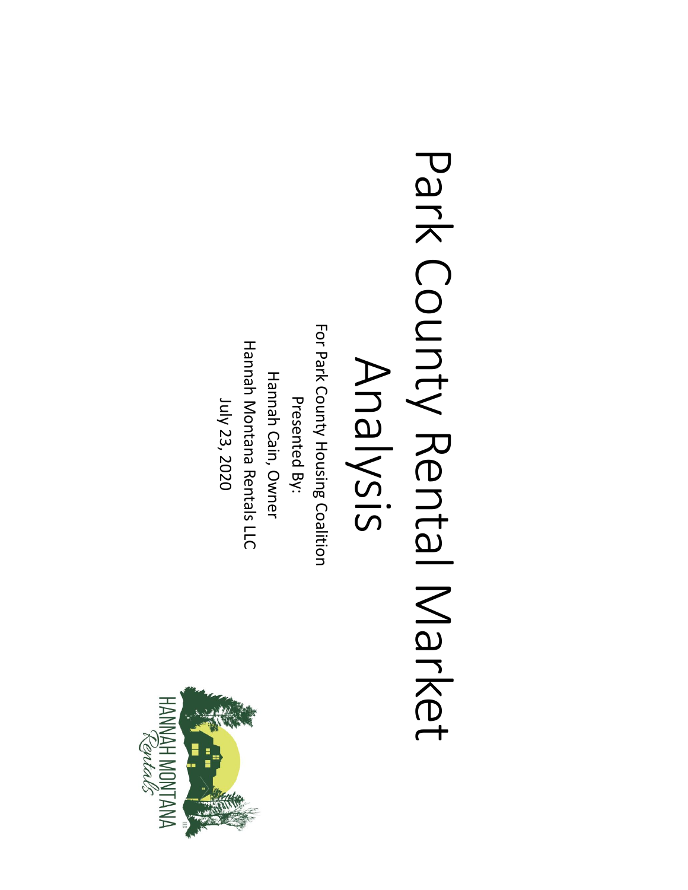# Park County Rental Market Analysis

For Park County Housing Coalition

Presented By:

Hannah Cain, Owner

Hannah Montana Rentals LLC

July 23, 2020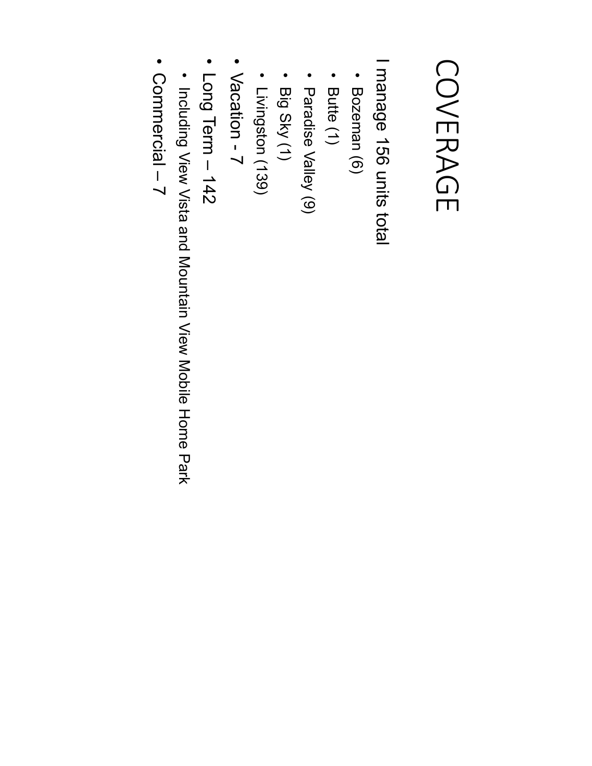# COVERAGE

I manage 156 units total

- Bozeman (6)
- Butte (1)
- Paradise Valley (9)
- Big Sky (1)
- Livingston (139)
- Vacation - 7
- Long Term – 142
  - Including View Vista and Mountain View Mobile Home Park
- Commercial – 7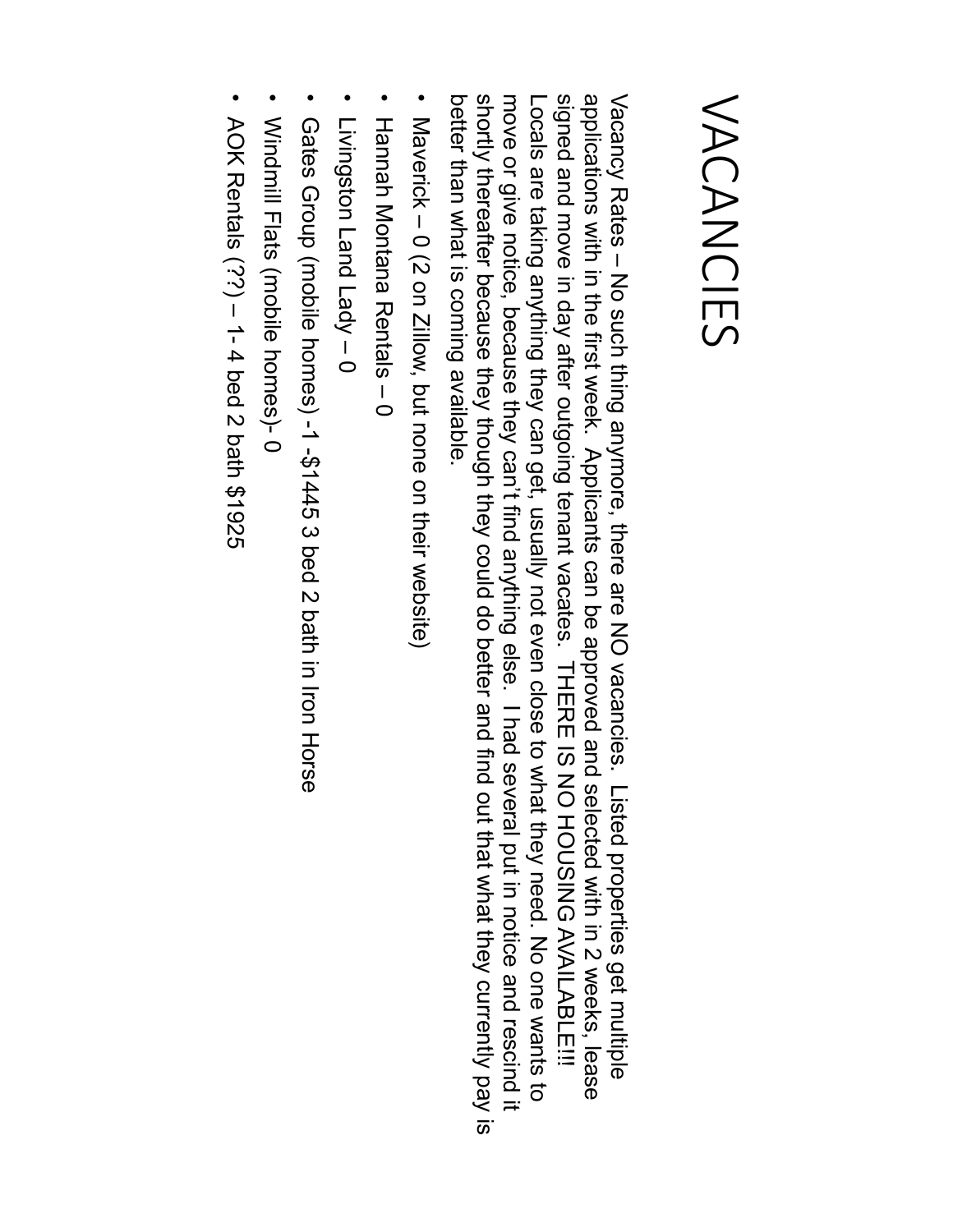# VACANCIES

Vacancy Rates – No such thing anymore, there are NO vacancies. Listed properties get multiple applications with in the first week. Applicants can be approved and selected with in 2 weeks, lease signed and move in day after outgoing tenant vacates. THERE IS NO HOUSING AVAILABLE!!! Locals are taking anything they can get, usually not even close to what they need. No one wants to move or give notice, because they can't find anything else. I had several put in notice and rescind it shortly thereafter because they though they could do better and find out that what they currently pay is better than what is coming available.

- Maverick – 0 (2 on Zillow, but none on their website)
- Hannah Montana Rentals – 0
- Livingston Land Lady – 0
- Gates Group (mobile homes) -1 -$1445 3 bed 2 bath in Iron Horse
- Windmill Flats (mobile homes)- 0
- AOK Rentals (??) – 1- 4 bed 2 bath $1925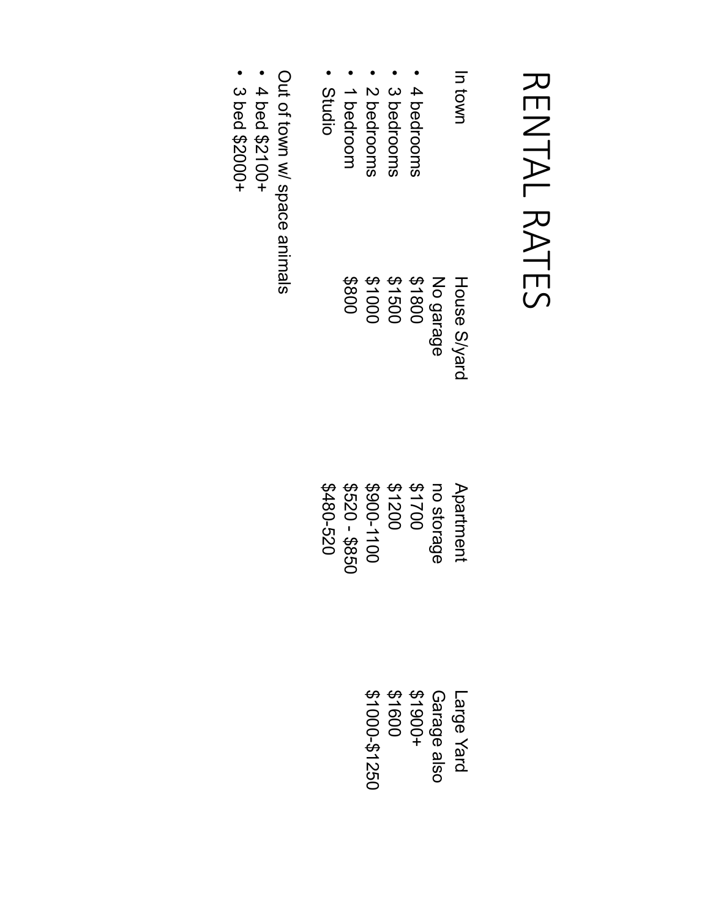# RENTAL RATES

| In town | House S/yard No garage | Apartment no storage | Large Yard Garage also |
|---|---|---|---|
| 4 bedrooms | $1800 | $1700 | $1900+ |
| 3 bedrooms | $1500 | $1200 | $1600 |
| 2 bedrooms | $1000 | $900-1100 | $1000-$1250 |
| 1 bedroom | $800 | $520 - $850 | |
| Studio | | $480-520 | |

Out of town w/ space animals

- 4 bed $2100+
- 3 bed $2000+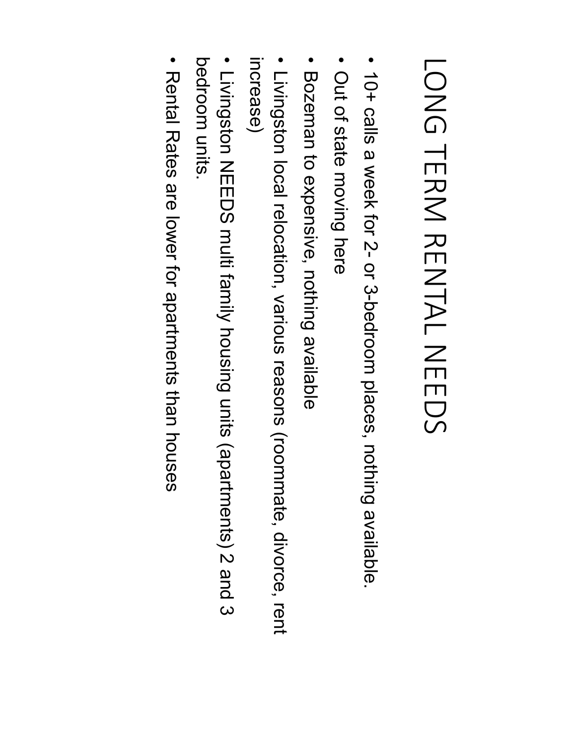# LONG TERM RENTAL NEEDS

- 10+ calls a week for 2- or 3-bedroom places, nothing available.
- Out of state moving here
- Bozeman to expensive, nothing available
- Livingston local relocation, various reasons (roommate, divorce, rent increase)
- Livingston NEEDS multi family housing units (apartments) 2 and 3 bedroom units.
- Rental Rates are lower for apartments than houses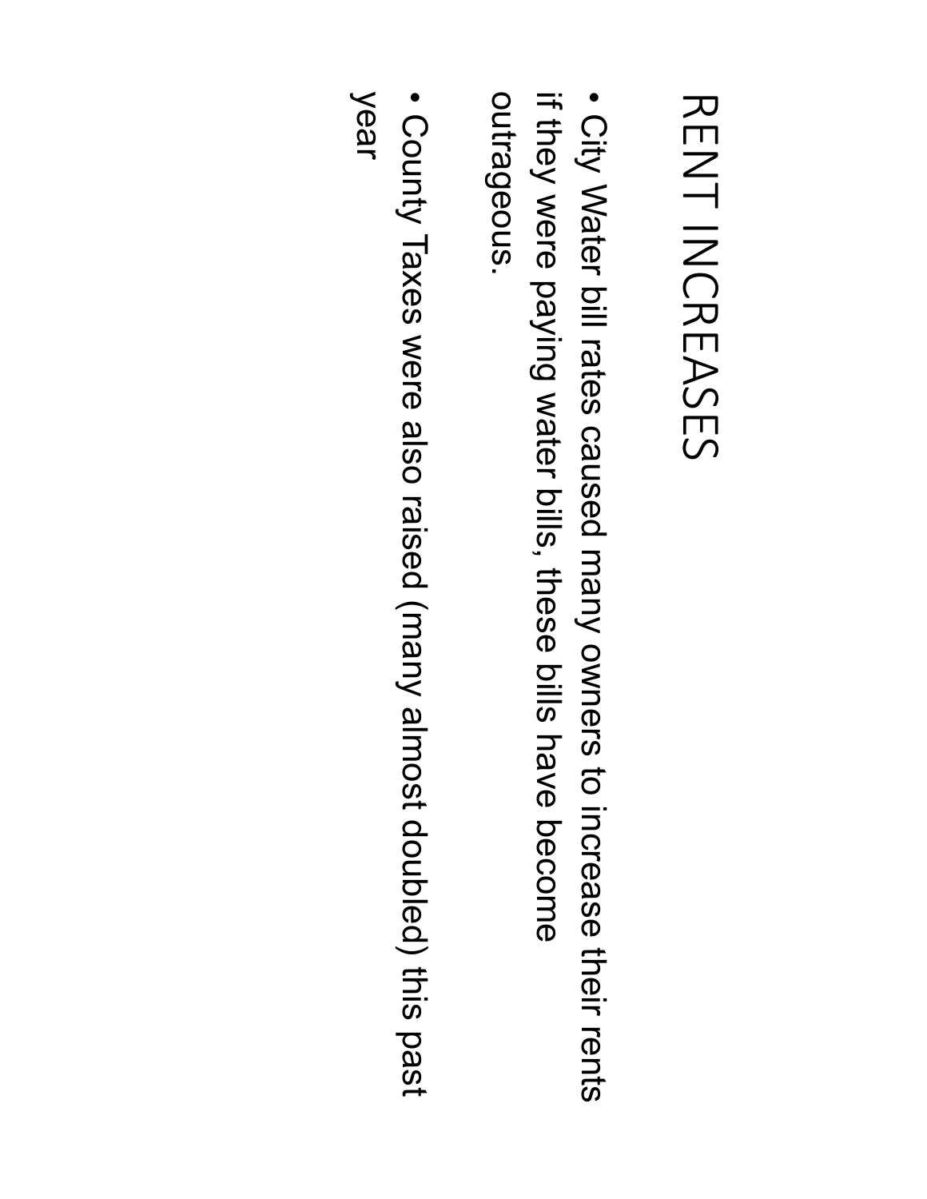# RENT INCREASES

- City Water bill rates caused many owners to increase their rents if they were paying water bills, these bills have become outrageous.
- County Taxes were also raised (many almost doubled) this past year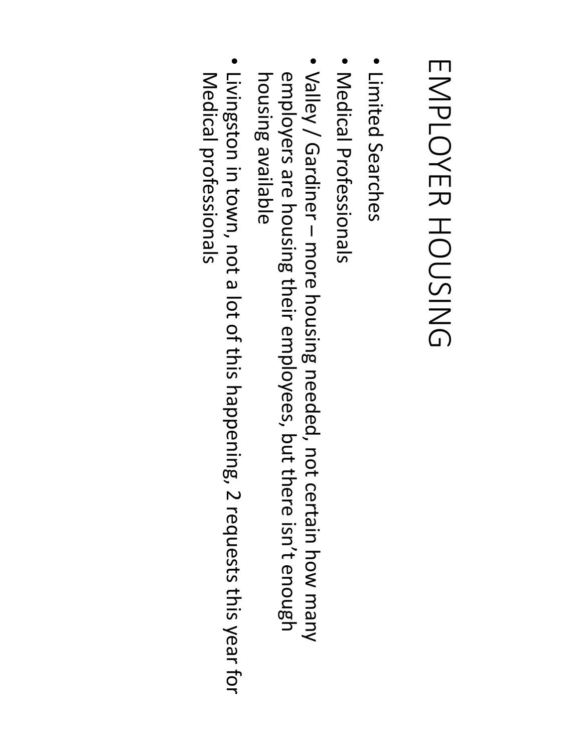# EMPLOYER HOUSING

- Limited Searches
- Medical Professionals
- Valley / Gardiner – more housing needed, not certain how many employers are housing their employees, but there isn't enough housing available
- Livingston in town, not a lot of this happening, 2 requests this year for Medical professionals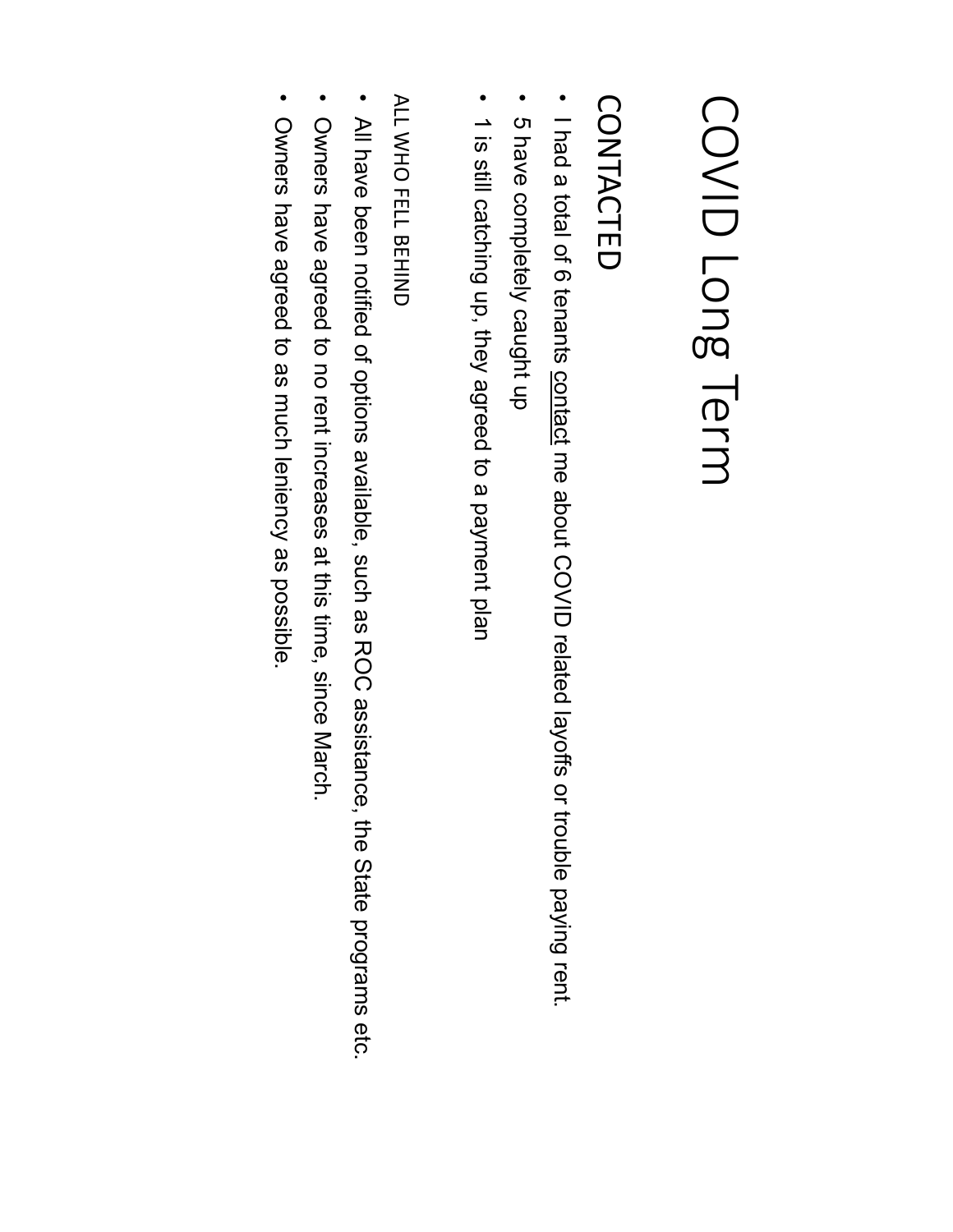# COVID Long Term

## CONTACTED

- I had a total of 6 tenants contact me about COVID related layoffs or trouble paying rent.
- 5 have completely caught up
- 1 is still catching up, they agreed to a payment plan

ALL WHO FELL BEHIND

- All have been notified of options available, such as ROC assistance, the State programs etc.
- Owners have agreed to no rent increases at this time, since March.
- Owners have agreed to as much leniency as possible.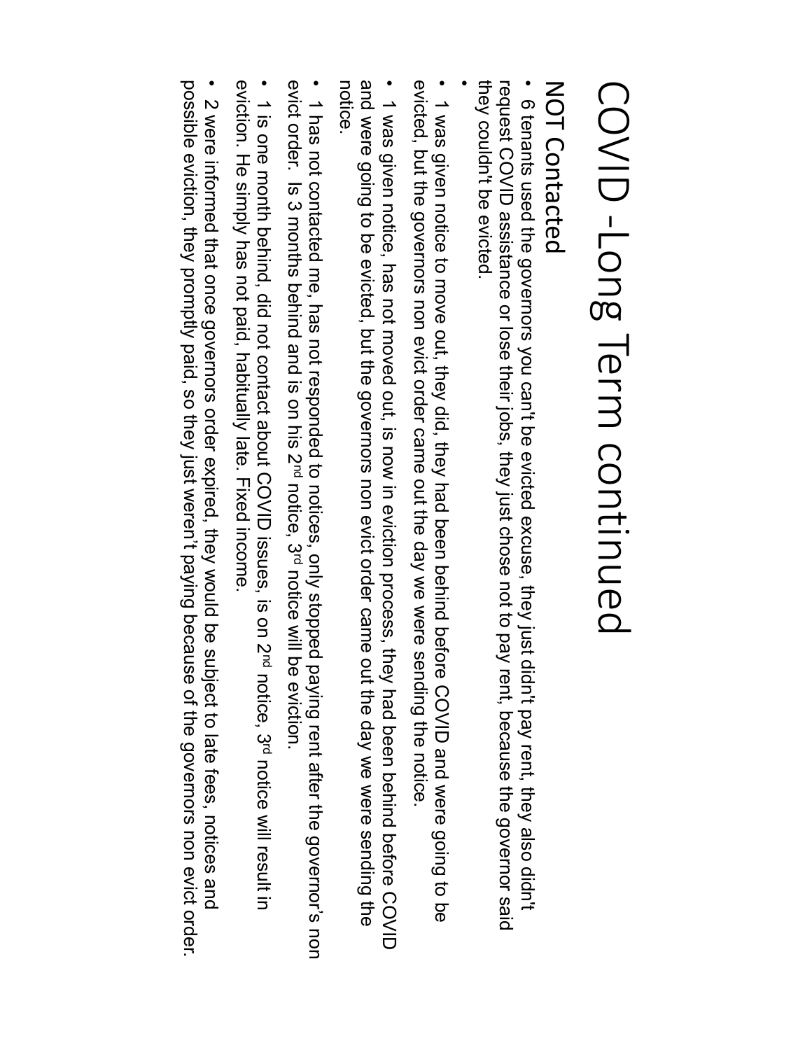# COVID -Long Term continued

## NOT Contacted

- 6 tenants used the governors you can't be evicted excuse, they just didn't pay rent, they also didn't request COVID assistance or lose their jobs, they just chose not to pay rent, because the governor said they couldn't be evicted.
- 
- 1 was given notice to move out, they did, they had been behind before COVID and were going to be evicted, but the governors non evict order came out the day we were sending the notice.
- 1 was given notice, has not moved out, is now in eviction process, they had been behind before COVID and were going to be evicted, but the governors non evict order came out the day we were sending the notice.
- 1 has not contacted me, has not responded to notices, only stopped paying rent after the governor's non evict order. Is 3 months behind and is on his 2nd notice, 3rd notice will be eviction.
- 1 is one month behind, did not contact about COVID issues, is on 2nd notice, 3rd notice will result in eviction. He simply has not paid, habitually late. Fixed income.
- 2 were informed that once governors order expired, they would be subject to late fees, notices and possible eviction, they promptly paid, so they just weren't paying because of the governors non evict order.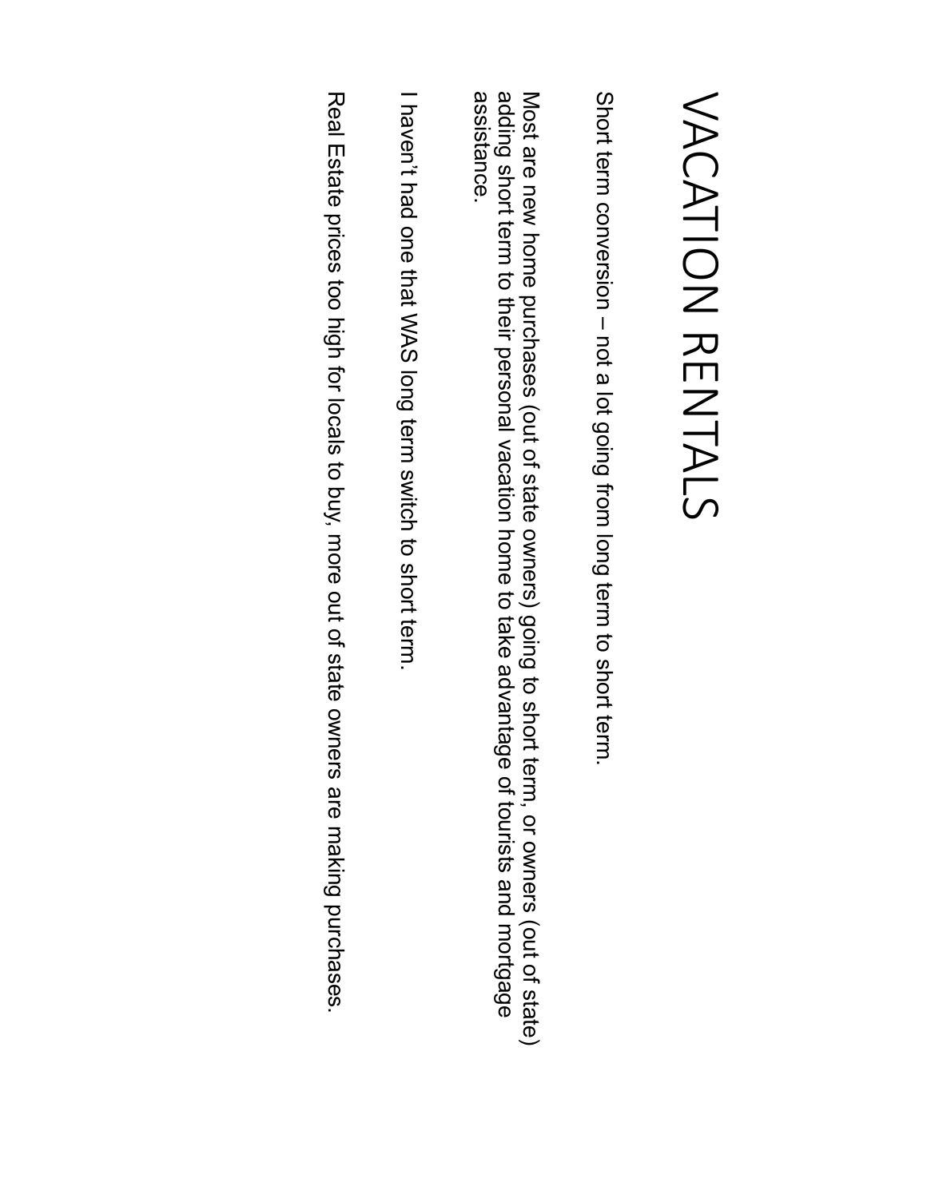# VACATION RENTALS

Short term conversion – not a lot going from long term to short term.

Most are new home purchases (out of state owners) going to short term, or owners (out of state) adding short term to their personal vacation home to take advantage of tourists and mortgage assistance.

I haven't had one that WAS long term switch to short term.

Real Estate prices too high for locals to buy, more out of state owners are making purchases.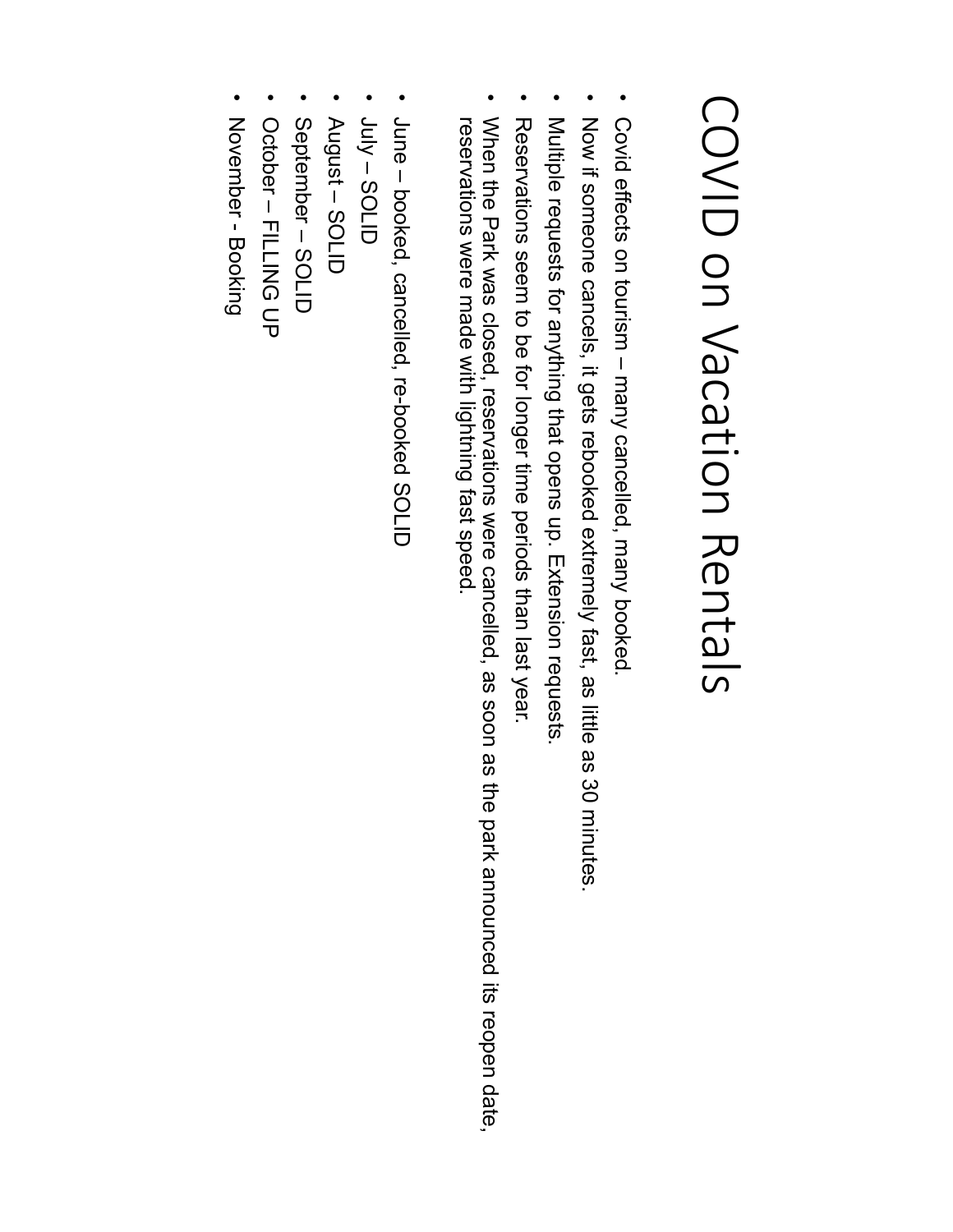# COVID on Vacation Rentals

- Covid effects on tourism – many cancelled, many booked.
- Now if someone cancels, it gets rebooked extremely fast, as little as 30 minutes.
- Multiple requests for anything that opens up. Extension requests.
- Reservations seem to be for longer time periods than last year.
- When the Park was closed, reservations were cancelled, as soon as the park announced its reopen date, reservations were made with lightning fast speed.

- June – booked, cancelled, re-booked SOLID
- July – SOLID
- August – SOLID
- September – SOLID
- October – FILLING UP
- November - Booking